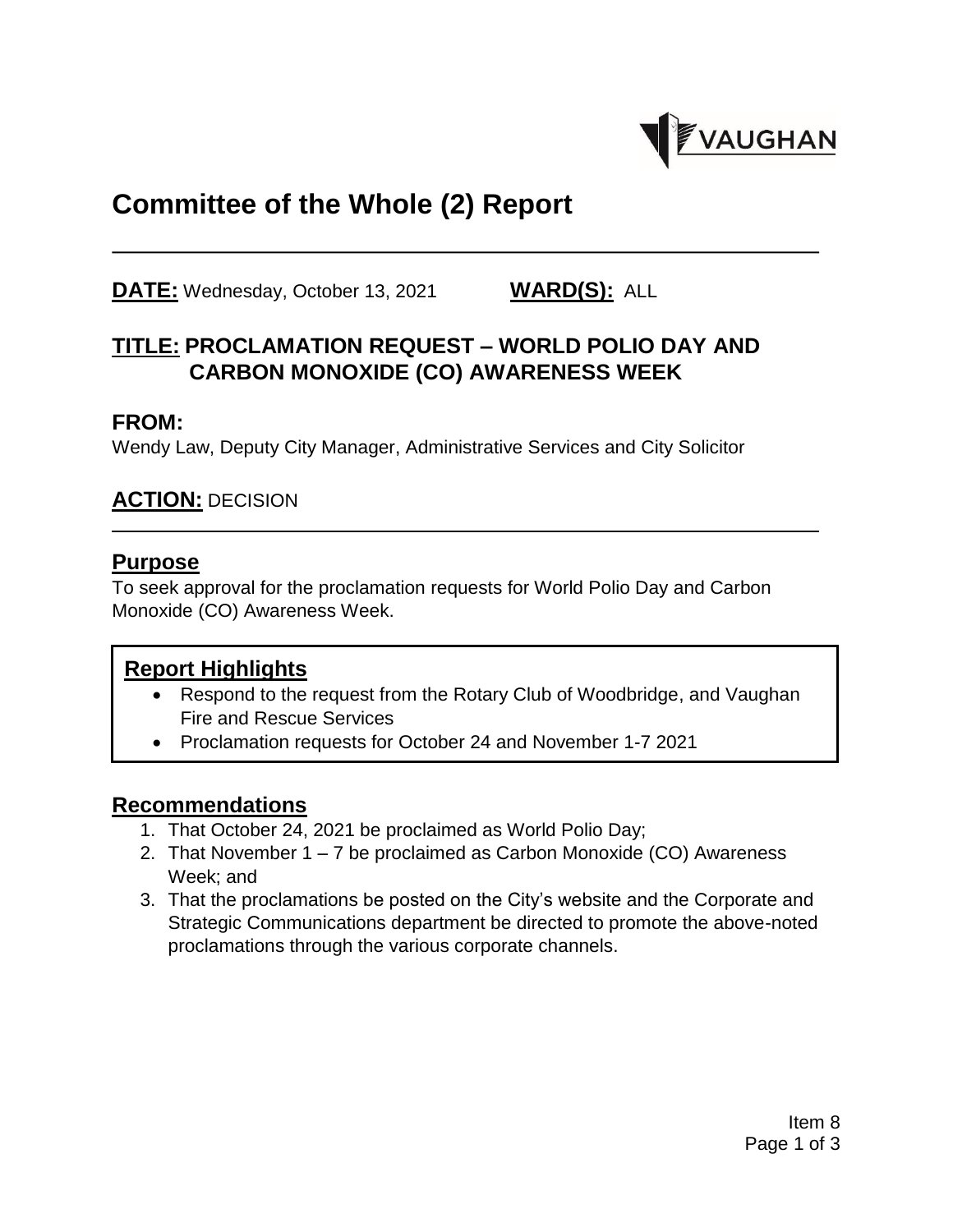# Committee of the Whole (2) Report

**DATE:** Wednesday, October 13, 2021 **WARD(S):** ALL

## TITLE: PROCLAMATION REQUEST – WORLD POLIO DAY AND CARBON MONOXIDE (CO) AWARENESS WEEK

### FROM:

Wendy Law, Deputy City Manager, Administrative Services and City Solicitor

### ACTION: DECISION

## Purpose

To seek approval for the proclamation requests for World Polio Day and Carbon Monoxide (CO) Awareness Week.

## Report Highlights

- Respond to the request from the Rotary Club of Woodbridge, and Vaughan Fire and Rescue Services
- Proclamation requests for October 24 and November 1-7 2021

## Recommendations

1. That October 24, 2021 be proclaimed as World Polio Day;
2. That November 1 – 7 be proclaimed as Carbon Monoxide (CO) Awareness Week; and
3. That the proclamations be posted on the City's website and the Corporate and Strategic Communications department be directed to promote the above-noted proclamations through the various corporate channels.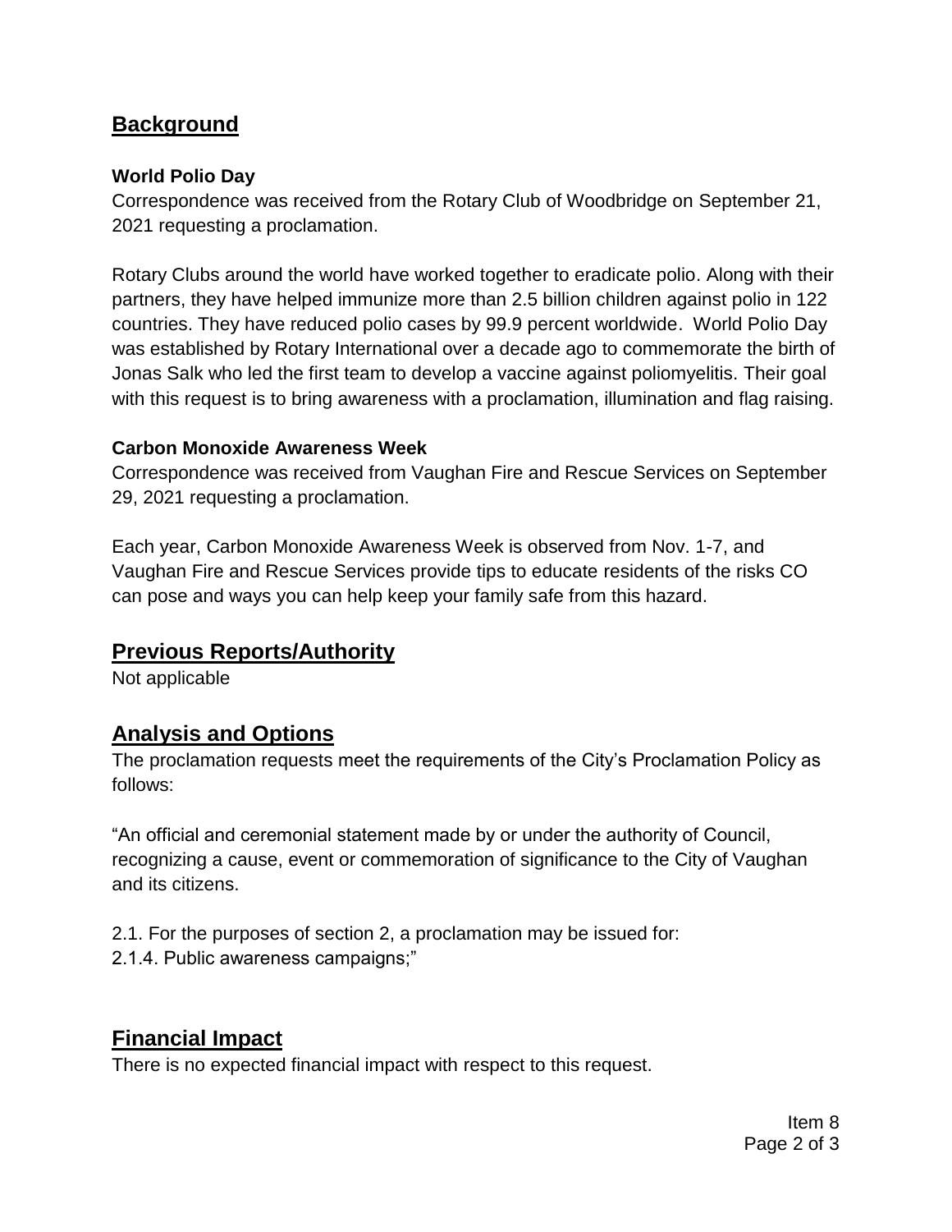## Background

### World Polio Day

Correspondence was received from the Rotary Club of Woodbridge on September 21, 2021 requesting a proclamation.

Rotary Clubs around the world have worked together to eradicate polio. Along with their partners, they have helped immunize more than 2.5 billion children against polio in 122 countries. They have reduced polio cases by 99.9 percent worldwide. World Polio Day was established by Rotary International over a decade ago to commemorate the birth of Jonas Salk who led the first team to develop a vaccine against poliomyelitis. Their goal with this request is to bring awareness with a proclamation, illumination and flag raising.

### Carbon Monoxide Awareness Week

Correspondence was received from Vaughan Fire and Rescue Services on September 29, 2021 requesting a proclamation.

Each year, Carbon Monoxide Awareness Week is observed from Nov. 1-7, and Vaughan Fire and Rescue Services provide tips to educate residents of the risks CO can pose and ways you can help keep your family safe from this hazard.

## Previous Reports/Authority

Not applicable

## Analysis and Options

The proclamation requests meet the requirements of the City's Proclamation Policy as follows:

"An official and ceremonial statement made by or under the authority of Council, recognizing a cause, event or commemoration of significance to the City of Vaughan and its citizens.

2.1. For the purposes of section 2, a proclamation may be issued for:
2.1.4. Public awareness campaigns;"

## Financial Impact

There is no expected financial impact with respect to this request.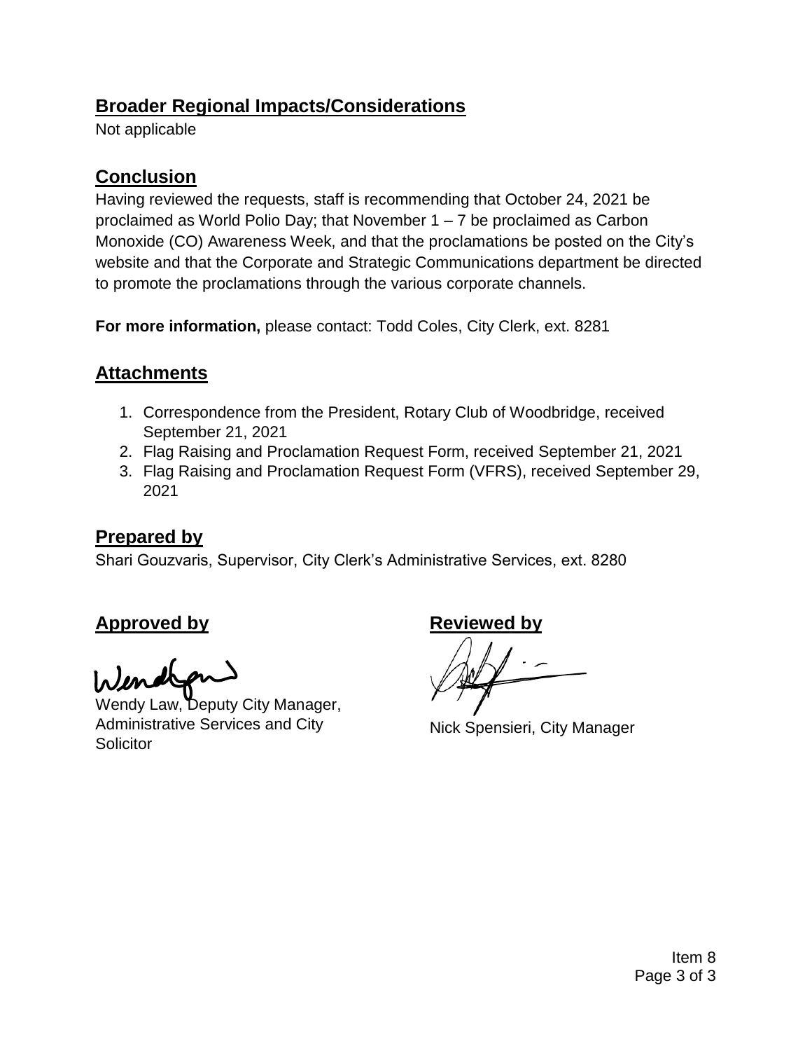## Broader Regional Impacts/Considerations

Not applicable

## Conclusion

Having reviewed the requests, staff is recommending that October 24, 2021 be proclaimed as World Polio Day; that November 1 – 7 be proclaimed as Carbon Monoxide (CO) Awareness Week, and that the proclamations be posted on the City's website and that the Corporate and Strategic Communications department be directed to promote the proclamations through the various corporate channels.

**For more information,** please contact: Todd Coles, City Clerk, ext. 8281

## Attachments

1. Correspondence from the President, Rotary Club of Woodbridge, received September 21, 2021
2. Flag Raising and Proclamation Request Form, received September 21, 2021
3. Flag Raising and Proclamation Request Form (VFRS), received September 29, 2021

## Prepared by

Shari Gouzvaris, Supervisor, City Clerk's Administrative Services, ext. 8280

## Approved by

Wendy Law, Deputy City Manager, Administrative Services and City Solicitor

## Reviewed by

Nick Spensieri, City Manager